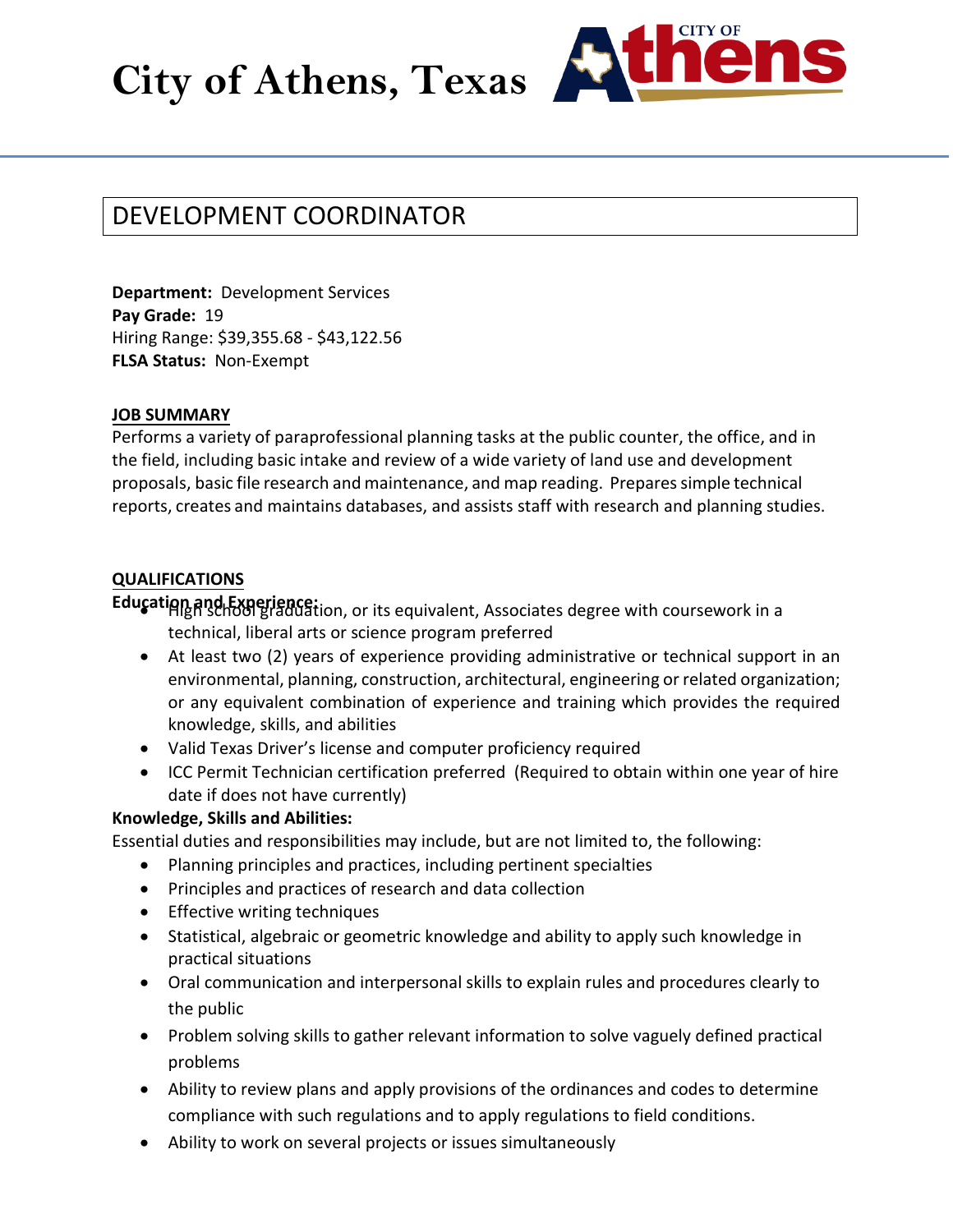# City of Athens, Texas

## DEVELOPMENT COORDINATOR

**Department:** Development Services
**Pay Grade:** 19
Hiring Range: $39,355.68 - $43,122.56
**FLSA Status:** Non-Exempt

**JOB SUMMARY**

Performs a variety of paraprofessional planning tasks at the public counter, the office, and in the field, including basic intake and review of a wide variety of land use and development proposals, basic file research and maintenance, and map reading. Prepares simple technical reports, creates and maintains databases, and assists staff with research and planning studies.

**QUALIFICATIONS**

**Education and Experience:**

- High school graduation, or its equivalent, Associates degree with coursework in a technical, liberal arts or science program preferred
- At least two (2) years of experience providing administrative or technical support in an environmental, planning, construction, architectural, engineering or related organization; or any equivalent combination of experience and training which provides the required knowledge, skills, and abilities
- Valid Texas Driver's license and computer proficiency required
- ICC Permit Technician certification preferred (Required to obtain within one year of hire date if does not have currently)

**Knowledge, Skills and Abilities:**

Essential duties and responsibilities may include, but are not limited to, the following:

- Planning principles and practices, including pertinent specialties
- Principles and practices of research and data collection
- Effective writing techniques
- Statistical, algebraic or geometric knowledge and ability to apply such knowledge in practical situations
- Oral communication and interpersonal skills to explain rules and procedures clearly to the public
- Problem solving skills to gather relevant information to solve vaguely defined practical problems
- Ability to review plans and apply provisions of the ordinances and codes to determine compliance with such regulations and to apply regulations to field conditions.
- Ability to work on several projects or issues simultaneously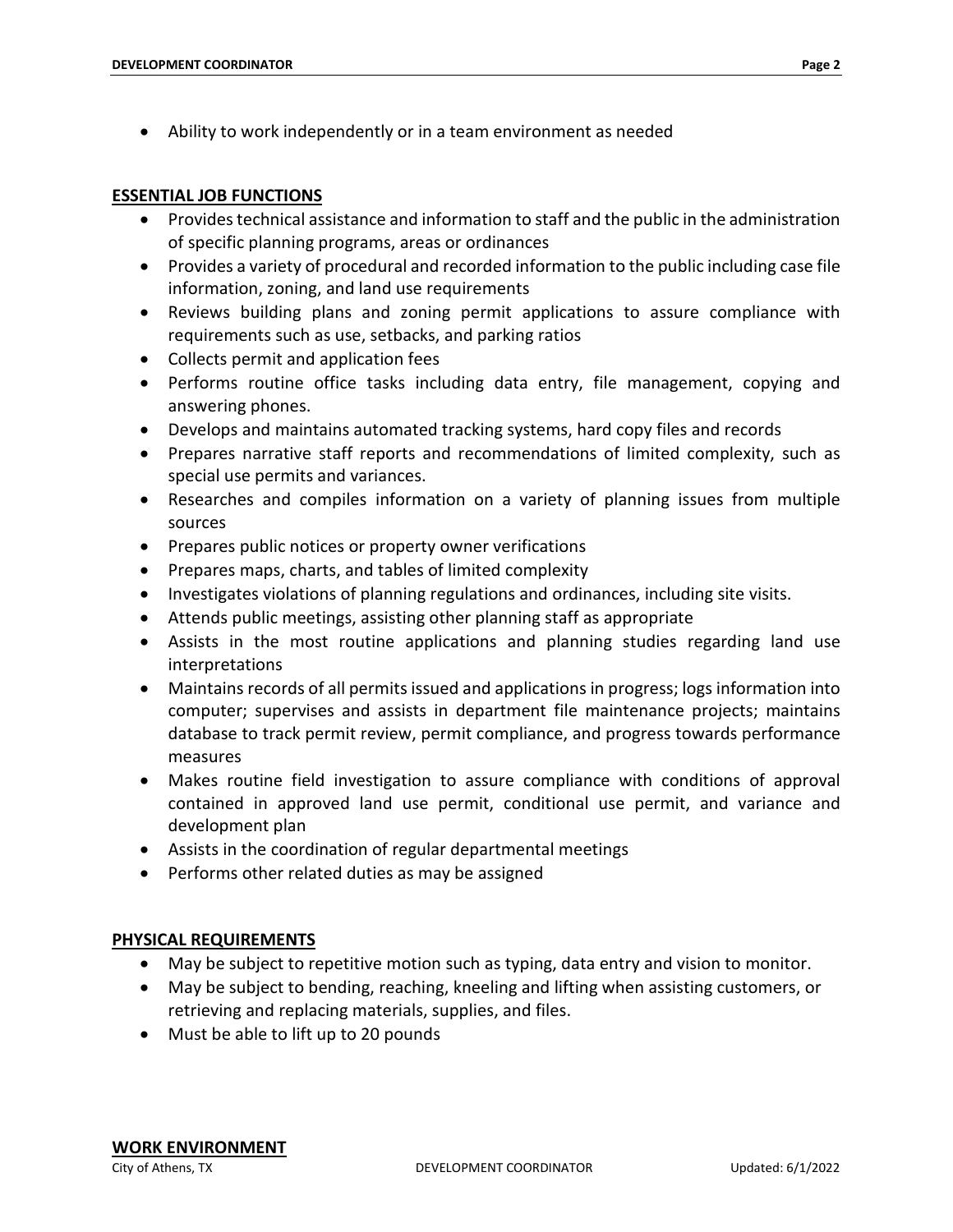- Ability to work independently or in a team environment as needed

## ESSENTIAL JOB FUNCTIONS

- Provides technical assistance and information to staff and the public in the administration of specific planning programs, areas or ordinances
- Provides a variety of procedural and recorded information to the public including case file information, zoning, and land use requirements
- Reviews building plans and zoning permit applications to assure compliance with requirements such as use, setbacks, and parking ratios
- Collects permit and application fees
- Performs routine office tasks including data entry, file management, copying and answering phones.
- Develops and maintains automated tracking systems, hard copy files and records
- Prepares narrative staff reports and recommendations of limited complexity, such as special use permits and variances.
- Researches and compiles information on a variety of planning issues from multiple sources
- Prepares public notices or property owner verifications
- Prepares maps, charts, and tables of limited complexity
- Investigates violations of planning regulations and ordinances, including site visits.
- Attends public meetings, assisting other planning staff as appropriate
- Assists in the most routine applications and planning studies regarding land use interpretations
- Maintains records of all permits issued and applications in progress; logs information into computer; supervises and assists in department file maintenance projects; maintains database to track permit review, permit compliance, and progress towards performance measures
- Makes routine field investigation to assure compliance with conditions of approval contained in approved land use permit, conditional use permit, and variance and development plan
- Assists in the coordination of regular departmental meetings
- Performs other related duties as may be assigned

## PHYSICAL REQUIREMENTS

- May be subject to repetitive motion such as typing, data entry and vision to monitor.
- May be subject to bending, reaching, kneeling and lifting when assisting customers, or retrieving and replacing materials, supplies, and files.
- Must be able to lift up to 20 pounds

## WORK ENVIRONMENT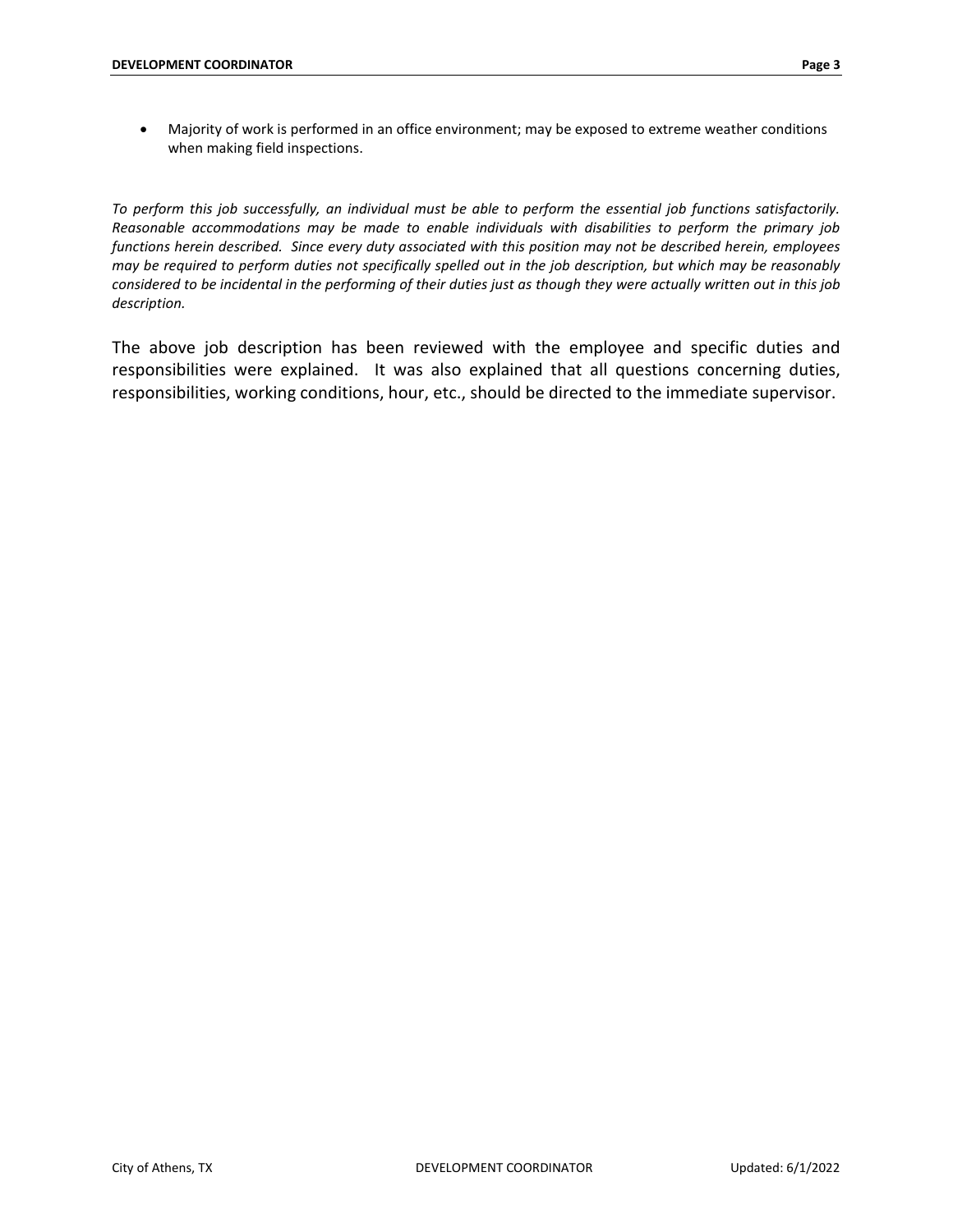- Majority of work is performed in an office environment; may be exposed to extreme weather conditions when making field inspections.

*To perform this job successfully, an individual must be able to perform the essential job functions satisfactorily. Reasonable accommodations may be made to enable individuals with disabilities to perform the primary job functions herein described. Since every duty associated with this position may not be described herein, employees may be required to perform duties not specifically spelled out in the job description, but which may be reasonably considered to be incidental in the performing of their duties just as though they were actually written out in this job description.*

The above job description has been reviewed with the employee and specific duties and responsibilities were explained. It was also explained that all questions concerning duties, responsibilities, working conditions, hour, etc., should be directed to the immediate supervisor.